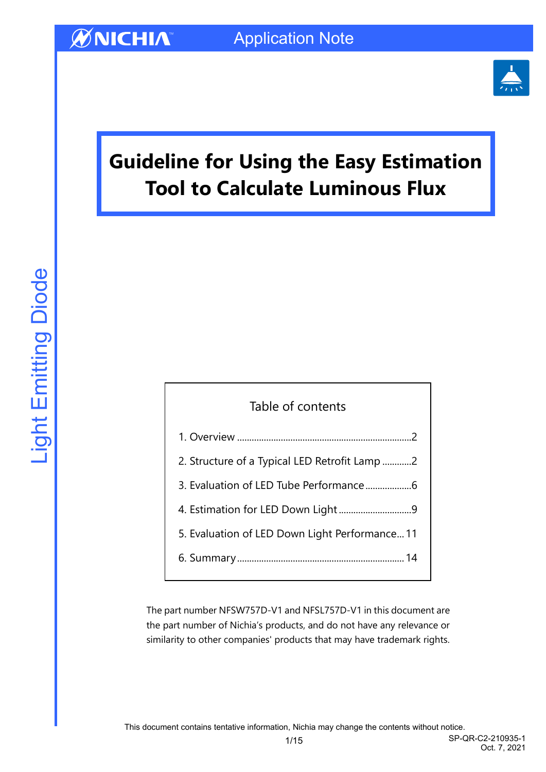NICHIA Application Note

Light Emitting Diode

# Guideline for Using the Easy Estimation Tool to Calculate Luminous Flux

Table of contents

1. Overview ........................................................................2
2. Structure of a Typical LED Retrofit Lamp ............2
3. Evaluation of LED Tube Performance ...................6
4. Estimation for LED Down Light ..............................9
5. Evaluation of LED Down Light Performance... 11
6. Summary .................................................................... 14

The part number NFSW757D-V1 and NFSL757D-V1 in this document are the part number of Nichia's products, and do not have any relevance or similarity to other companies' products that may have trademark rights.

This document contains tentative information, Nichia may change the contents without notice.

SP-QR-C2-210935-1
Oct. 7, 2021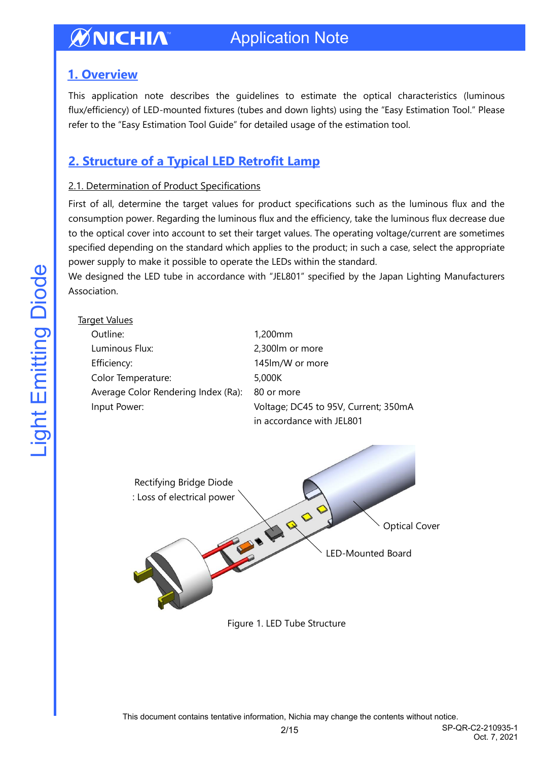## 1. Overview

This application note describes the guidelines to estimate the optical characteristics (luminous flux/efficiency) of LED-mounted fixtures (tubes and down lights) using the "Easy Estimation Tool." Please refer to the "Easy Estimation Tool Guide" for detailed usage of the estimation tool.

## 2. Structure of a Typical LED Retrofit Lamp

### 2.1. Determination of Product Specifications

First of all, determine the target values for product specifications such as the luminous flux and the consumption power. Regarding the luminous flux and the efficiency, take the luminous flux decrease due to the optical cover into account to set their target values. The operating voltage/current are sometimes specified depending on the standard which applies to the product; in such a case, select the appropriate power supply to make it possible to operate the LEDs within the standard.
We designed the LED tube in accordance with "JEL801" specified by the Japan Lighting Manufacturers Association.

Target Values

| | |
|---|---|
| Outline: | 1,200mm |
| Luminous Flux: | 2,300lm or more |
| Efficiency: | 145lm/W or more |
| Color Temperature: | 5,000K |
| Average Color Rendering Index (Ra): | 80 or more |
| Input Power: | Voltage; DC45 to 95V, Current; 350mA in accordance with JEL801 |

Rectifying Bridge Diode : Loss of electrical power

Optical Cover

LED-Mounted Board

Figure 1. LED Tube Structure

This document contains tentative information, Nichia may change the contents without notice.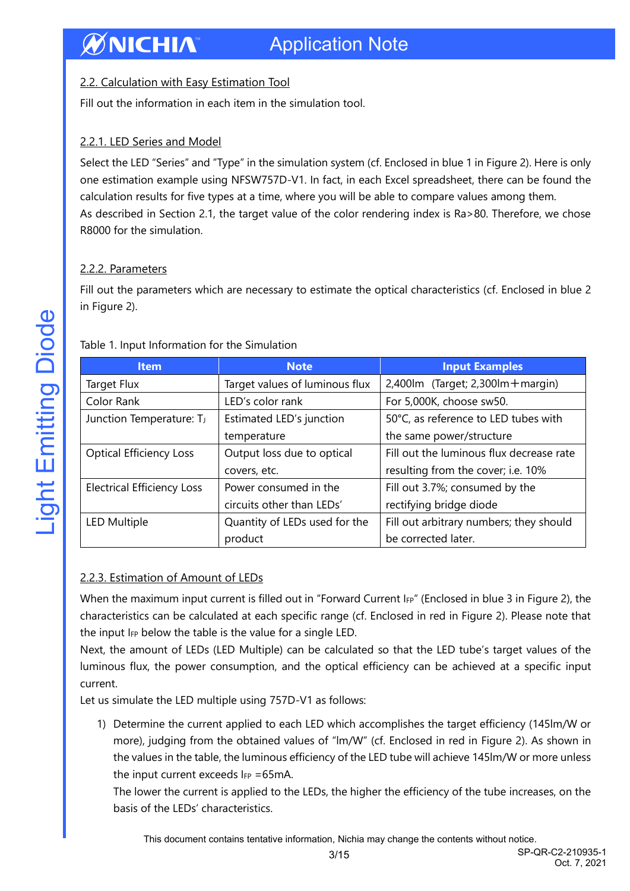### 2.2. Calculation with Easy Estimation Tool

Fill out the information in each item in the simulation tool.

#### 2.2.1. LED Series and Model

Select the LED "Series" and "Type" in the simulation system (cf. Enclosed in blue 1 in Figure 2). Here is only one estimation example using NFSW757D-V1. In fact, in each Excel spreadsheet, there can be found the calculation results for five types at a time, where you will be able to compare values among them.
As described in Section 2.1, the target value of the color rendering index is Ra>80. Therefore, we chose R8000 for the simulation.

#### 2.2.2. Parameters

Fill out the parameters which are necessary to estimate the optical characteristics (cf. Enclosed in blue 2 in Figure 2).

Table 1. Input Information for the Simulation

| Item | Note | Input Examples |
| --- | --- | --- |
| Target Flux | Target values of luminous flux | 2,400lm (Target; 2,300lm＋margin) |
| Color Rank | LED's color rank | For 5,000K, choose sw50. |
| Junction Temperature: $T_J$ | Estimated LED's junction temperature | 50°C, as reference to LED tubes with the same power/structure |
| Optical Efficiency Loss | Output loss due to optical covers, etc. | Fill out the luminous flux decrease rate resulting from the cover; i.e. 10% |
| Electrical Efficiency Loss | Power consumed in the circuits other than LEDs' | Fill out 3.7%; consumed by the rectifying bridge diode |
| LED Multiple | Quantity of LEDs used for the product | Fill out arbitrary numbers; they should be corrected later. |

#### 2.2.3. Estimation of Amount of LEDs

When the maximum input current is filled out in "Forward Current $I_{FP}$" (Enclosed in blue 3 in Figure 2), the characteristics can be calculated at each specific range (cf. Enclosed in red in Figure 2). Please note that the input $I_{FP}$ below the table is the value for a single LED.
Next, the amount of LEDs (LED Multiple) can be calculated so that the LED tube's target values of the luminous flux, the power consumption, and the optical efficiency can be achieved at a specific input current.
Let us simulate the LED multiple using 757D-V1 as follows:

1) Determine the current applied to each LED which accomplishes the target efficiency (145lm/W or more), judging from the obtained values of "lm/W" (cf. Enclosed in red in Figure 2). As shown in the values in the table, the luminous efficiency of the LED tube will achieve 145lm/W or more unless the input current exceeds $I_{FP}$ =65mA.
   The lower the current is applied to the LEDs, the higher the efficiency of the tube increases, on the basis of the LEDs' characteristics.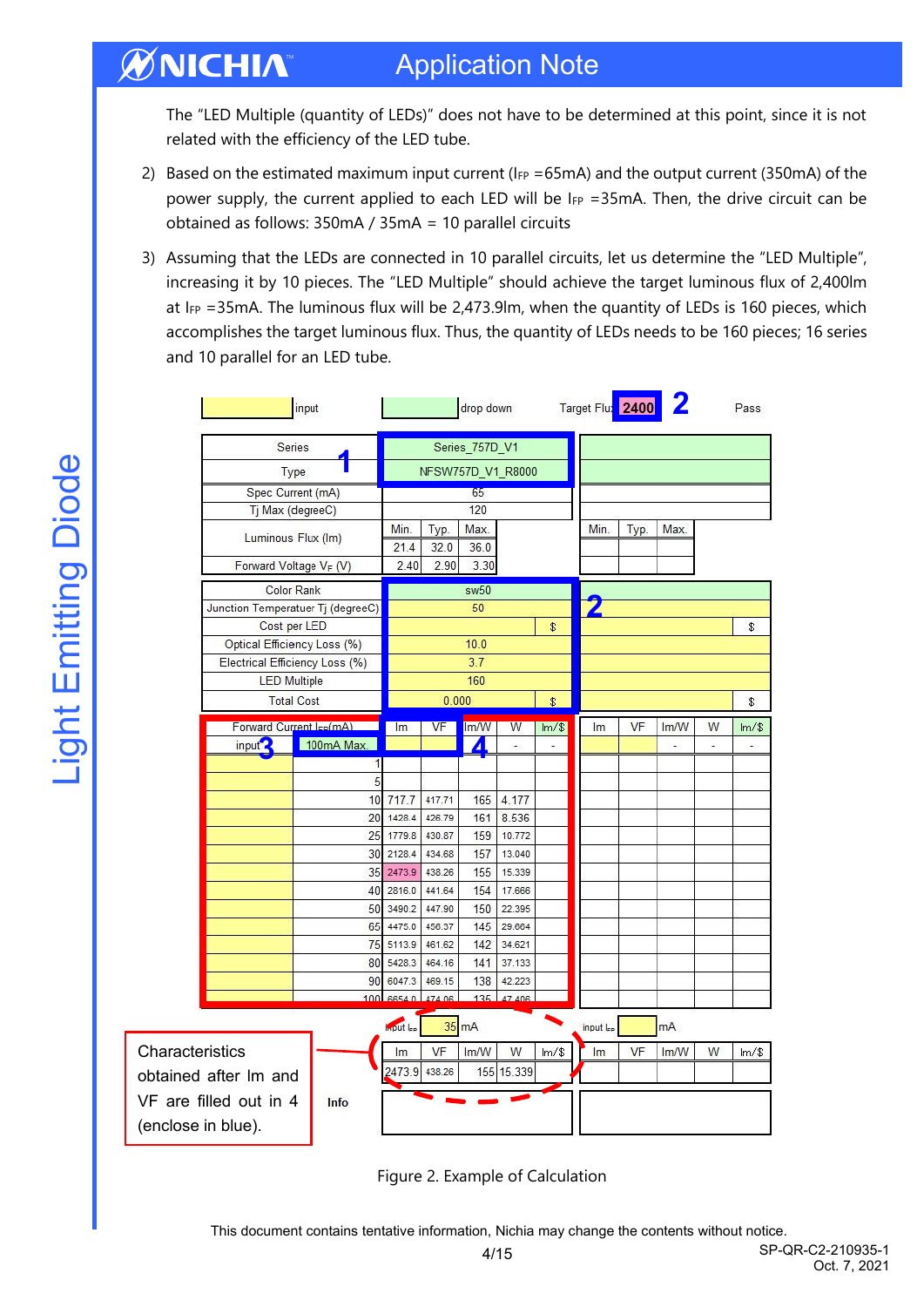The "LED Multiple (quantity of LEDs)" does not have to be determined at this point, since it is not related with the efficiency of the LED tube.

2) Based on the estimated maximum input current ($I_{FP}$ =65mA) and the output current (350mA) of the power supply, the current applied to each LED will be $I_{FP}$ =35mA. Then, the drive circuit can be obtained as follows: 350mA / 35mA = 10 parallel circuits

3) Assuming that the LEDs are connected in 10 parallel circuits, let us determine the "LED Multiple", increasing it by 10 pieces. The "LED Multiple" should achieve the target luminous flux of 2,400lm at $I_{FP}$ =35mA. The luminous flux will be 2,473.9lm, when the quantity of LEDs is 160 pieces, which accomplishes the target luminous flux. Thus, the quantity of LEDs needs to be 160 pieces; 16 series and 10 parallel for an LED tube.

| input | drop down | Target Flux | 2400 | Pass |
|---|---|---|---|---|

| Parameter | Min. | Typ. | Max. |
|---|---|---|---|
| Series | Series_757D_V1 | | |
| Type | NFSW757D_V1_R8000 | | |
| Spec Current (mA) | 65 | | |
| Tj Max (degreeC) | 120 | | |
| Luminous Flux (lm) | 21.4 | 32.0 | 36.0 |
| Forward Voltage $V_F$ (V) | 2.40 | 2.90 | 3.30 |
| Color Rank | sw50 | | |
| Junction Temperatuer Tj (degreeC) | 50 | | |
| Cost per LED | $ | | |
| Optical Efficiency Loss (%) | 10.0 | | |
| Electrical Efficiency Loss (%) | 3.7 | | |
| LED Multiple | 160 | | |
| Total Cost | 0.000 $ | | |

| Forward Current $I_{FP}$(mA) | lm | VF | lm/W | W | lm/$ |
|---|---|---|---|---|---|
| input (100mA Max.) | | | | - | - |
| 1 | | | | | |
| 5 | | | | | |
| 10 | 717.7 | 417.71 | 165 | 4.177 | |
| 20 | 1428.4 | 426.79 | 161 | 8.536 | |
| 25 | 1779.8 | 430.87 | 159 | 10.772 | |
| 30 | 2128.4 | 434.68 | 157 | 13.040 | |
| 35 | 2473.9 | 438.26 | 155 | 15.339 | |
| 40 | 2816.0 | 441.64 | 154 | 17.666 | |
| 50 | 3490.2 | 447.90 | 150 | 22.395 | |
| 65 | 4475.0 | 456.37 | 145 | 29.664 | |
| 75 | 5113.9 | 461.62 | 142 | 34.621 | |
| 80 | 5428.3 | 464.16 | 141 | 37.133 | |
| 90 | 6047.3 | 469.15 | 138 | 42.223 | |
| 100 | 6654.0 | 474.06 | 135 | 47.406 | |

input $I_{FP}$ 35 mA

| lm | VF | lm/W | W | lm/$ |
|---|---|---|---|---|
| 2473.9 | 438.26 | 155 | 15.339 | |

Info

Characteristics obtained after lm and VF are filled out in 4 (enclose in blue).

Figure 2. Example of Calculation

This document contains tentative information, Nichia may change the contents without notice.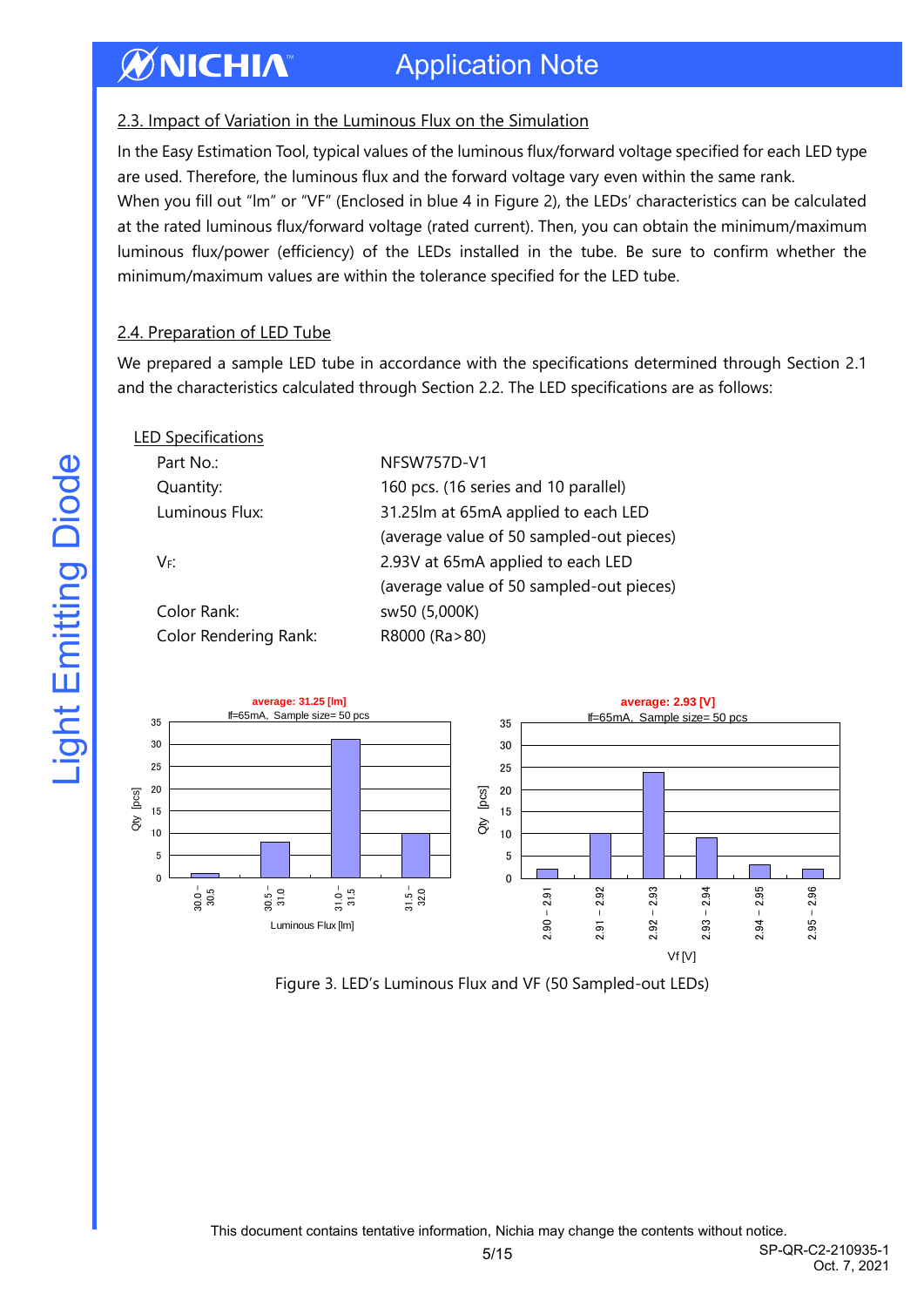## 2.3. Impact of Variation in the Luminous Flux on the Simulation

In the Easy Estimation Tool, typical values of the luminous flux/forward voltage specified for each LED type are used. Therefore, the luminous flux and the forward voltage vary even within the same rank.
When you fill out "lm" or "VF" (Enclosed in blue 4 in Figure 2), the LEDs' characteristics can be calculated at the rated luminous flux/forward voltage (rated current). Then, you can obtain the minimum/maximum luminous flux/power (efficiency) of the LEDs installed in the tube. Be sure to confirm whether the minimum/maximum values are within the tolerance specified for the LED tube.

## 2.4. Preparation of LED Tube

We prepared a sample LED tube in accordance with the specifications determined through Section 2.1 and the characteristics calculated through Section 2.2. The LED specifications are as follows:

LED Specifications

| | |
|---|---|
| Part No.: | NFSW757D-V1 |
| Quantity: | 160 pcs. (16 series and 10 parallel) |
| Luminous Flux: | 31.25lm at 65mA applied to each LED (average value of 50 sampled-out pieces) |
| $V_F$: | 2.93V at 65mA applied to each LED (average value of 50 sampled-out pieces) |
| Color Rank: | sw50 (5,000K) |
| Color Rendering Rank: | R8000 (Ra>80) |

average: 31.25 [lm]
If=65mA, Sample size= 50 pcs

| Luminous Flux [lm] | Qty [pcs] |
|---|---|
| 30.0 – 30.5 | 1 |
| 30.5 – 31.0 | 8 |
| 31.0 – 31.5 | 31 |
| 31.5 – 32.0 | 10 |

average: 2.93 [V]
If=65mA, Sample size= 50 pcs

| Vf [V] | Qty [pcs] |
|---|---|
| 2.90 – 2.91 | 2 |
| 2.91 – 2.92 | 10 |
| 2.92 – 2.93 | 24 |
| 2.93 – 2.94 | 9 |
| 2.94 – 2.95 | 3 |
| 2.95 – 2.96 | 2 |

Figure 3. LED's Luminous Flux and VF (50 Sampled-out LEDs)

This document contains tentative information, Nichia may change the contents without notice.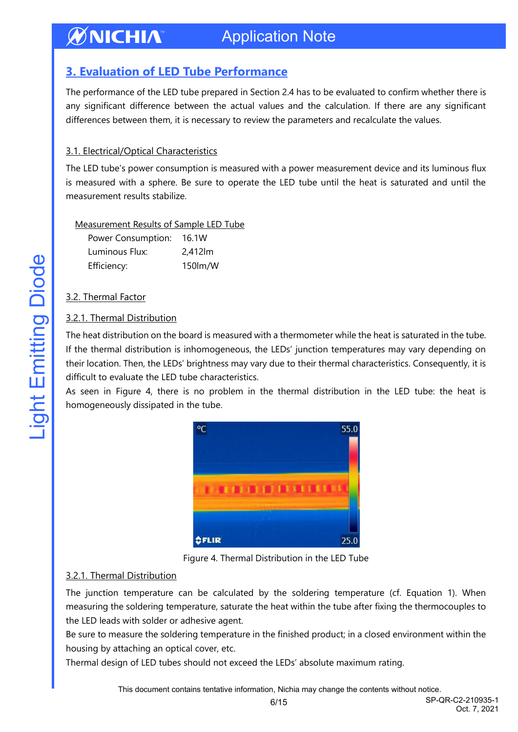## 3. Evaluation of LED Tube Performance

The performance of the LED tube prepared in Section 2.4 has to be evaluated to confirm whether there is any significant difference between the actual values and the calculation. If there are any significant differences between them, it is necessary to review the parameters and recalculate the values.

### 3.1. Electrical/Optical Characteristics

The LED tube's power consumption is measured with a power measurement device and its luminous flux is measured with a sphere. Be sure to operate the LED tube until the heat is saturated and until the measurement results stabilize.

Measurement Results of Sample LED Tube

| | |
|---|---|
| Power Consumption: | 16.1W |
| Luminous Flux: | 2,412lm |
| Efficiency: | 150lm/W |

### 3.2. Thermal Factor

#### 3.2.1. Thermal Distribution

The heat distribution on the board is measured with a thermometer while the heat is saturated in the tube. If the thermal distribution is inhomogeneous, the LEDs' junction temperatures may vary depending on their location. Then, the LEDs' brightness may vary due to their thermal characteristics. Consequently, it is difficult to evaluate the LED tube characteristics.

As seen in Figure 4, there is no problem in the thermal distribution in the LED tube: the heat is homogeneously dissipated in the tube.

Figure 4. Thermal Distribution in the LED Tube

#### 3.2.1. Thermal Distribution

The junction temperature can be calculated by the soldering temperature (cf. Equation 1). When measuring the soldering temperature, saturate the heat within the tube after fixing the thermocouples to the LED leads with solder or adhesive agent.

Be sure to measure the soldering temperature in the finished product; in a closed environment within the housing by attaching an optical cover, etc.

Thermal design of LED tubes should not exceed the LEDs' absolute maximum rating.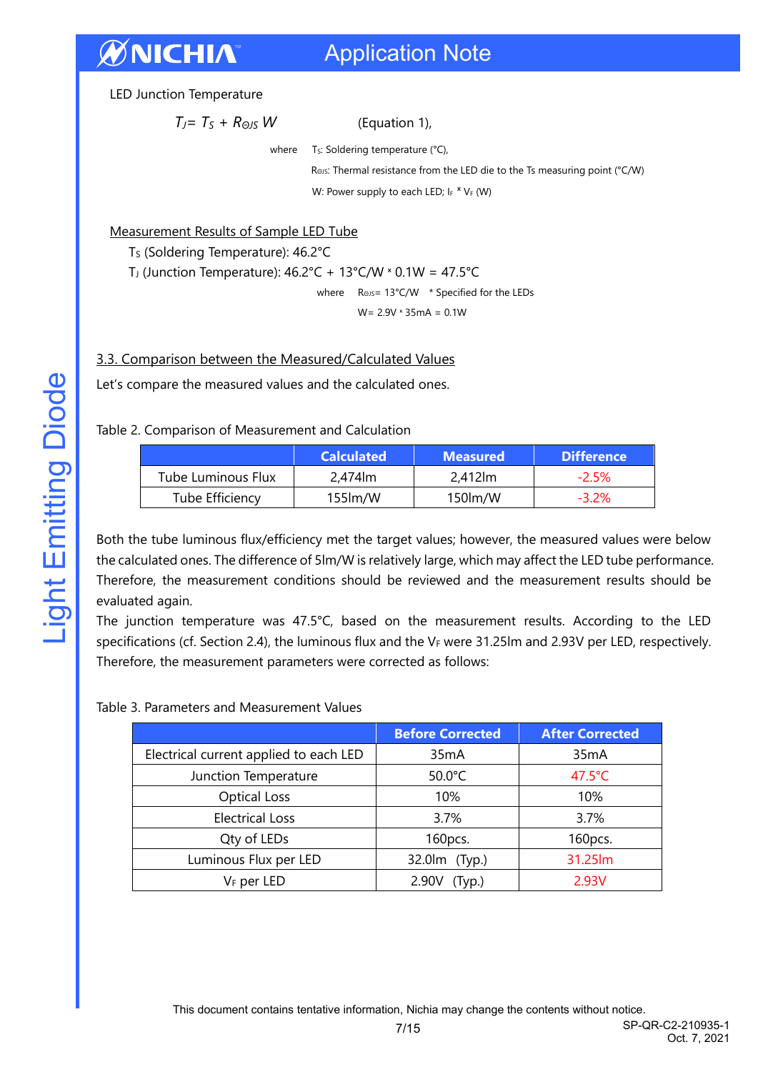LED Junction Temperature

$$T_J = T_S + R_{\Theta JS}\,W \qquad \text{(Equation 1)},$$

where $T_S$: Soldering temperature (°C),

$R_{\Theta JS}$: Thermal resistance from the LED die to the Ts measuring point (°C/W)

W: Power supply to each LED; $I_F \times V_F$ (W)

Measurement Results of Sample LED Tube

$T_S$ (Soldering Temperature): 46.2°C

$T_J$ (Junction Temperature): 46.2°C + 13°C/W × 0.1W = 47.5°C

where $R_{\Theta JS}$ = 13°C/W  * Specified for the LEDs

W = 2.9V × 35mA = 0.1W

## 3.3. Comparison between the Measured/Calculated Values

Let's compare the measured values and the calculated ones.

Table 2. Comparison of Measurement and Calculation

| | Calculated | Measured | Difference |
|---|---|---|---|
| Tube Luminous Flux | 2,474lm | 2,412lm | -2.5% |
| Tube Efficiency | 155lm/W | 150lm/W | -3.2% |

Both the tube luminous flux/efficiency met the target values; however, the measured values were below the calculated ones. The difference of 5lm/W is relatively large, which may affect the LED tube performance. Therefore, the measurement conditions should be reviewed and the measurement results should be evaluated again.

The junction temperature was 47.5°C, based on the measurement results. According to the LED specifications (cf. Section 2.4), the luminous flux and the $V_F$ were 31.25lm and 2.93V per LED, respectively. Therefore, the measurement parameters were corrected as follows:

Table 3. Parameters and Measurement Values

| | Before Corrected | After Corrected |
|---|---|---|
| Electrical current applied to each LED | 35mA | 35mA |
| Junction Temperature | 50.0°C | 47.5°C |
| Optical Loss | 10% | 10% |
| Electrical Loss | 3.7% | 3.7% |
| Qty of LEDs | 160pcs. | 160pcs. |
| Luminous Flux per LED | 32.0lm (Typ.) | 31.25lm |
| $V_F$ per LED | 2.90V (Typ.) | 2.93V |

This document contains tentative information, Nichia may change the contents without notice.

SP-QR-C2-210935-1
Oct. 7, 2021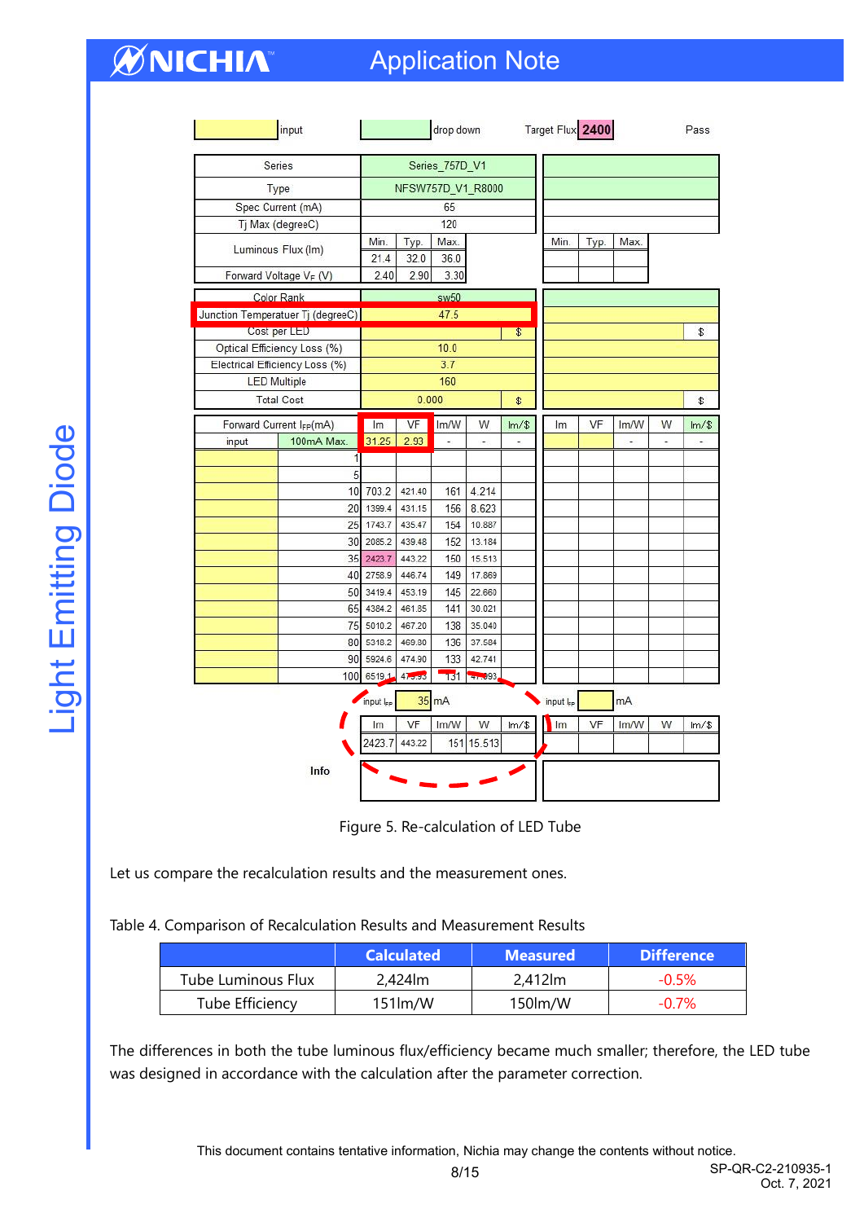| input | drop down | Target Flux | 2400 | Pass |
|---|---|---|---|---|

| Series | Series_757D_V1 | | | | | | |
|---|---|---|---|---|---|---|---|
| Type | NFSW757D_V1_R8000 | | | | | | |
| Spec Current (mA) | 65 | | | | | | |
| Tj Max (degreeC) | 120 | | | | | | |
| Luminous Flux (lm) | Min. | Typ. | Max. | | Min. | Typ. | Max. |
| | 21.4 | 32.0 | 36.0 | | | | |
| Forward Voltage $V_F$ (V) | 2.40 | 2.90 | 3.30 | | | | |

| | | | | |
|---|---|---|---|---|
| Color Rank | sw50 | | | |
| Junction Temperatuer Tj (degreeC) | 47.5 | | | |
| Cost per LED | | $ | | $ |
| Optical Efficiency Loss (%) | 10.0 | | | |
| Electrical Efficiency Loss (%) | 3.7 | | | |
| LED Multiple | 160 | | | |
| Total Cost | 0.000 | $ | | $ |

| Forward Current $I_{FP}$(mA) | | lm | VF | lm/W | W | lm/$ | lm | VF | lm/W | W | lm/$ |
|---|---|---|---|---|---|---|---|---|---|---|---|
| input | 100mA Max. | 31.25 | 2.93 | - | - | - | | | - | - | - |
| | 1 | | | | | | | | | | |
| | 5 | | | | | | | | | | |
| | 10 | 703.2 | 421.40 | 161 | 4.214 | | | | | | |
| | 20 | 1399.4 | 431.15 | 156 | 8.623 | | | | | | |
| | 25 | 1743.7 | 435.47 | 154 | 10.887 | | | | | | |
| | 30 | 2085.2 | 439.48 | 152 | 13.184 | | | | | | |
| | 35 | 2423.7 | 443.22 | 150 | 15.513 | | | | | | |
| | 40 | 2758.9 | 446.74 | 149 | 17.869 | | | | | | |
| | 50 | 3419.4 | 453.19 | 145 | 22.660 | | | | | | |
| | 65 | 4384.2 | 461.85 | 141 | 30.021 | | | | | | |
| | 75 | 5010.2 | 467.20 | 138 | 35.040 | | | | | | |
| | 80 | 5318.2 | 469.80 | 136 | 37.584 | | | | | | |
| | 90 | 5924.6 | 474.90 | 133 | 42.741 | | | | | | |
| | 100 | 6519.1 | 479.93 | 131 | 47.993 | | | | | | |

| input $I_{FP}$ | 35 mA | | | | input $I_{FP}$ | mA | | | |
|---|---|---|---|---|---|---|---|---|---|
| lm | VF | lm/W | W | lm/$ | lm | VF | lm/W | W | lm/$ |
| 2423.7 | 443.22 | 151 | 15.513 | | | | | | |

Info

Figure 5. Re-calculation of LED Tube

Let us compare the recalculation results and the measurement ones.

Table 4. Comparison of Recalculation Results and Measurement Results

| | Calculated | Measured | Difference |
|---|---|---|---|
| Tube Luminous Flux | 2,424lm | 2,412lm | -0.5% |
| Tube Efficiency | 151lm/W | 150lm/W | -0.7% |

The differences in both the tube luminous flux/efficiency became much smaller; therefore, the LED tube was designed in accordance with the calculation after the parameter correction.

This document contains tentative information, Nichia may change the contents without notice.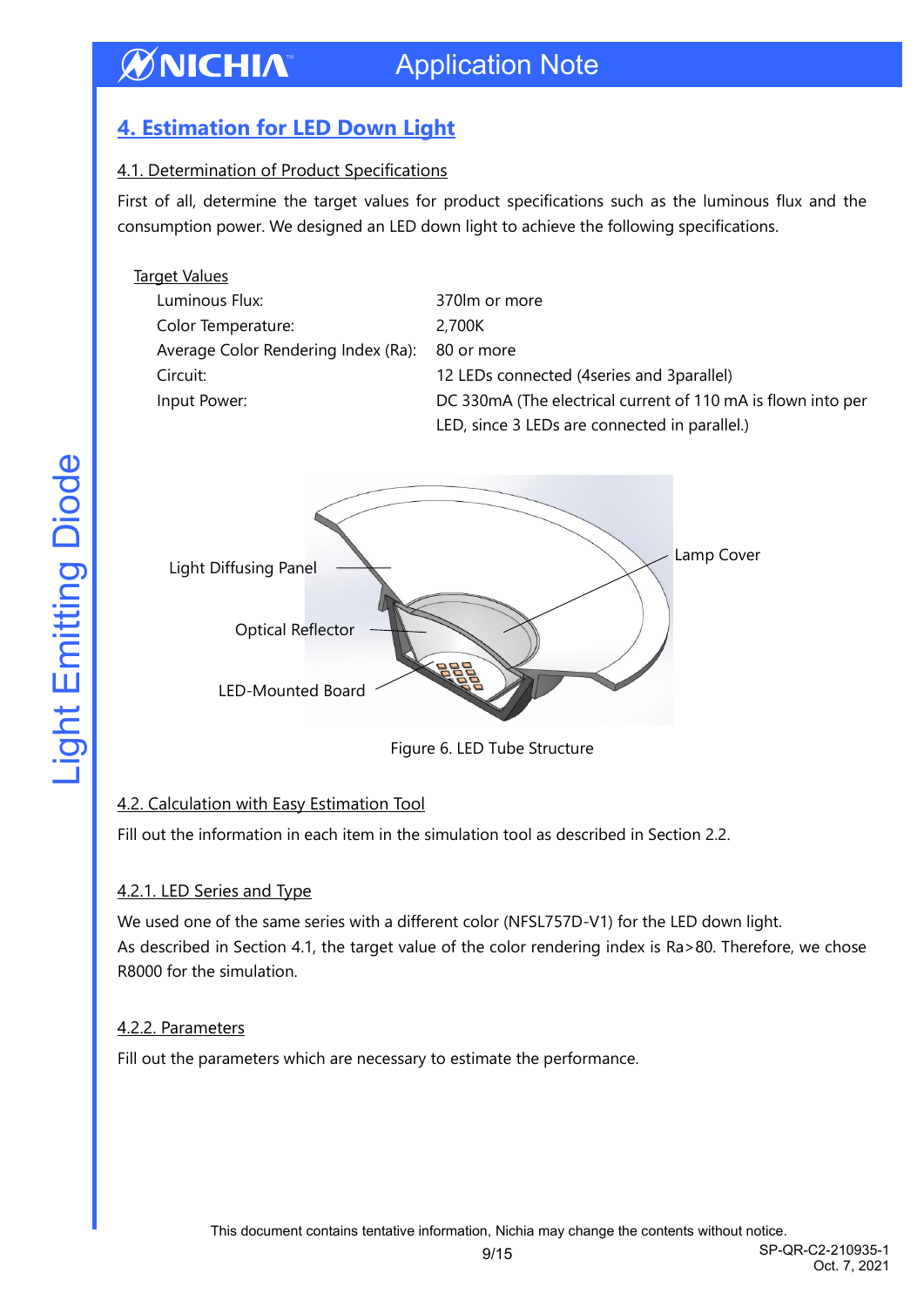## 4. Estimation for LED Down Light

### 4.1. Determination of Product Specifications

First of all, determine the target values for product specifications such as the luminous flux and the consumption power. We designed an LED down light to achieve the following specifications.

Target Values

| | |
|---|---|
| Luminous Flux: | 370lm or more |
| Color Temperature: | 2,700K |
| Average Color Rendering Index (Ra): | 80 or more |
| Circuit: | 12 LEDs connected (4series and 3parallel) |
| Input Power: | DC 330mA (The electrical current of 110 mA is flown into per LED, since 3 LEDs are connected in parallel.) |

Light Diffusing Panel

Optical Reflector

LED-Mounted Board

Lamp Cover

Figure 6. LED Tube Structure

### 4.2. Calculation with Easy Estimation Tool

Fill out the information in each item in the simulation tool as described in Section 2.2.

#### 4.2.1. LED Series and Type

We used one of the same series with a different color (NFSL757D-V1) for the LED down light.
As described in Section 4.1, the target value of the color rendering index is Ra>80. Therefore, we chose R8000 for the simulation.

#### 4.2.2. Parameters

Fill out the parameters which are necessary to estimate the performance.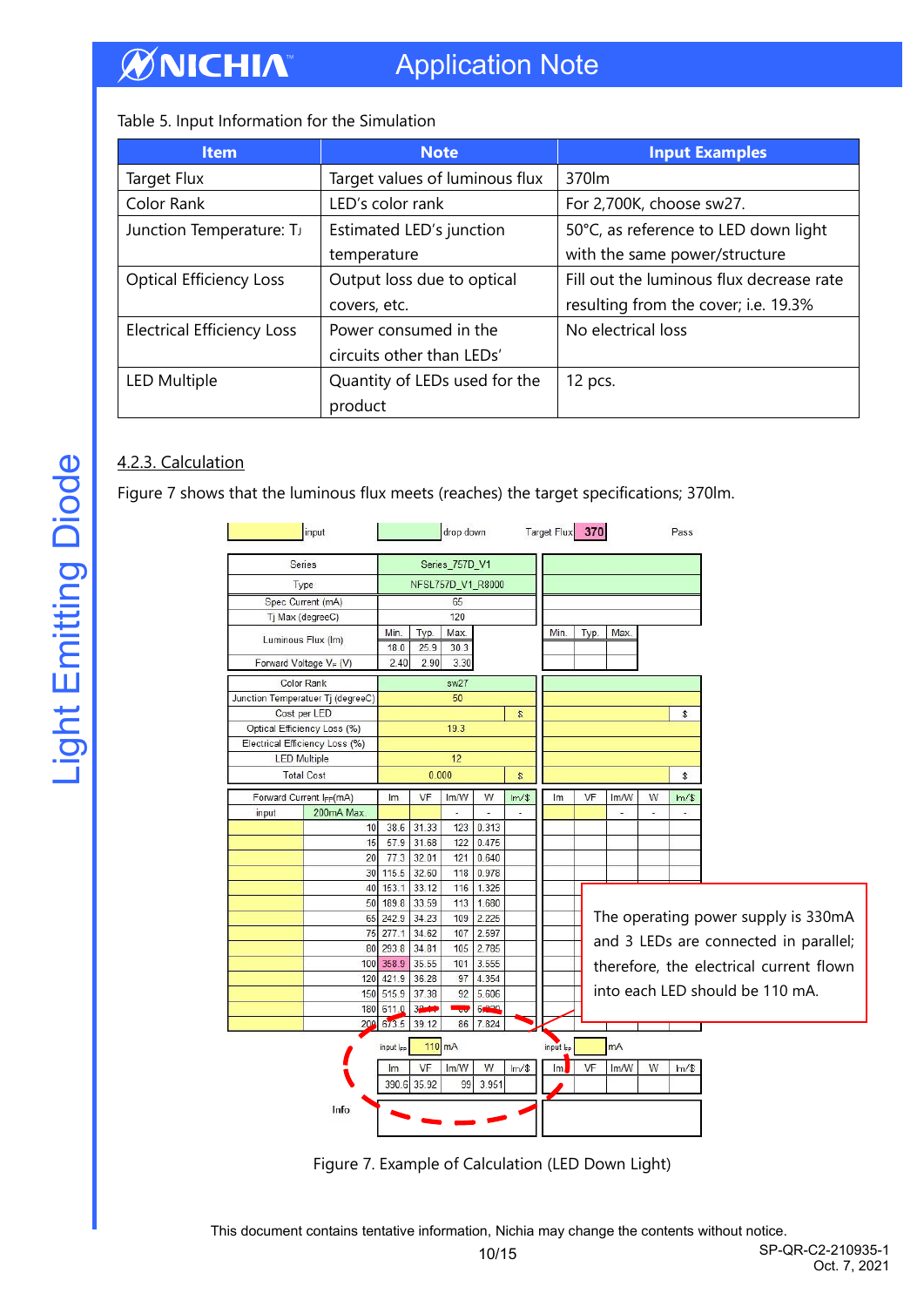Table 5. Input Information for the Simulation

| Item | Note | Input Examples |
|---|---|---|
| Target Flux | Target values of luminous flux | 370lm |
| Color Rank | LED's color rank | For 2,700K, choose sw27. |
| Junction Temperature: $T_J$ | Estimated LED's junction temperature | 50°C, as reference to LED down light with the same power/structure |
| Optical Efficiency Loss | Output loss due to optical covers, etc. | Fill out the luminous flux decrease rate resulting from the cover; i.e. 19.3% |
| Electrical Efficiency Loss | Power consumed in the circuits other than LEDs' | No electrical loss |
| LED Multiple | Quantity of LEDs used for the product | 12 pcs. |

### 4.2.3. Calculation

Figure 7 shows that the luminous flux meets (reaches) the target specifications; 370lm.

input | drop down | Target Flux 370 | Pass

| Series | Series_757D_V1 | | |
|---|---|---|---|
| Type | NFSL757D_V1_R8000 | | |
| Spec Current (mA) | 65 | | |
| Tj Max (degreeC) | 120 | | |
| | Min. | Typ. | Max. |
| Luminous Flux (lm) | 18.0 | 25.9 | 30.3 |
| Forward Voltage $V_F$ (V) | 2.40 | 2.90 | 3.30 |

| Color Rank | sw27 |
|---|---|
| Junction Temperatuer Tj (degreeC) | 50 |
| Cost per LED | $ |
| Optical Efficiency Loss (%) | 19.3 |
| Electrical Efficiency Loss (%) | |
| LED Multiple | 12 |
| Total Cost | 0.000 $ |

| Forward Current $I_{FP}$(mA) | | lm | VF | lm/W | W | lm/$ |
|---|---|---|---|---|---|---|
| input | 200mA Max. | - | - | - | - | - |
| | 10 | 38.6 | 31.33 | 123 | 0.313 | |
| | 15 | 57.9 | 31.68 | 122 | 0.475 | |
| | 20 | 77.3 | 32.01 | 121 | 0.640 | |
| | 30 | 115.5 | 32.60 | 118 | 0.978 | |
| | 40 | 153.1 | 33.12 | 116 | 1.325 | |
| | 50 | 189.8 | 33.59 | 113 | 1.680 | |
| | 65 | 242.9 | 34.23 | 109 | 2.225 | |
| | 75 | 277.1 | 34.62 | 107 | 2.597 | |
| | 80 | 293.8 | 34.81 | 105 | 2.785 | |
| | 100 | 358.9 | 35.55 | 101 | 3.555 | |
| | 120 | 421.9 | 36.28 | 97 | 4.354 | |
| | 150 | 515.9 | 37.38 | 92 | 5.606 | |
| | 180 | 611.0 | 38.44 | 90 | 6.920 | |
| | 200 | 673.5 | 39.12 | 86 | 7.824 | |

input $I_{FP}$ 110 mA

| lm | VF | lm/W | W | lm/$ |
|---|---|---|---|---|
| 390.6 | 35.92 | 99 | 3.951 | |

Info

The operating power supply is 330mA and 3 LEDs are connected in parallel; therefore, the electrical current flown into each LED should be 110 mA.

Figure 7. Example of Calculation (LED Down Light)

This document contains tentative information, Nichia may change the contents without notice.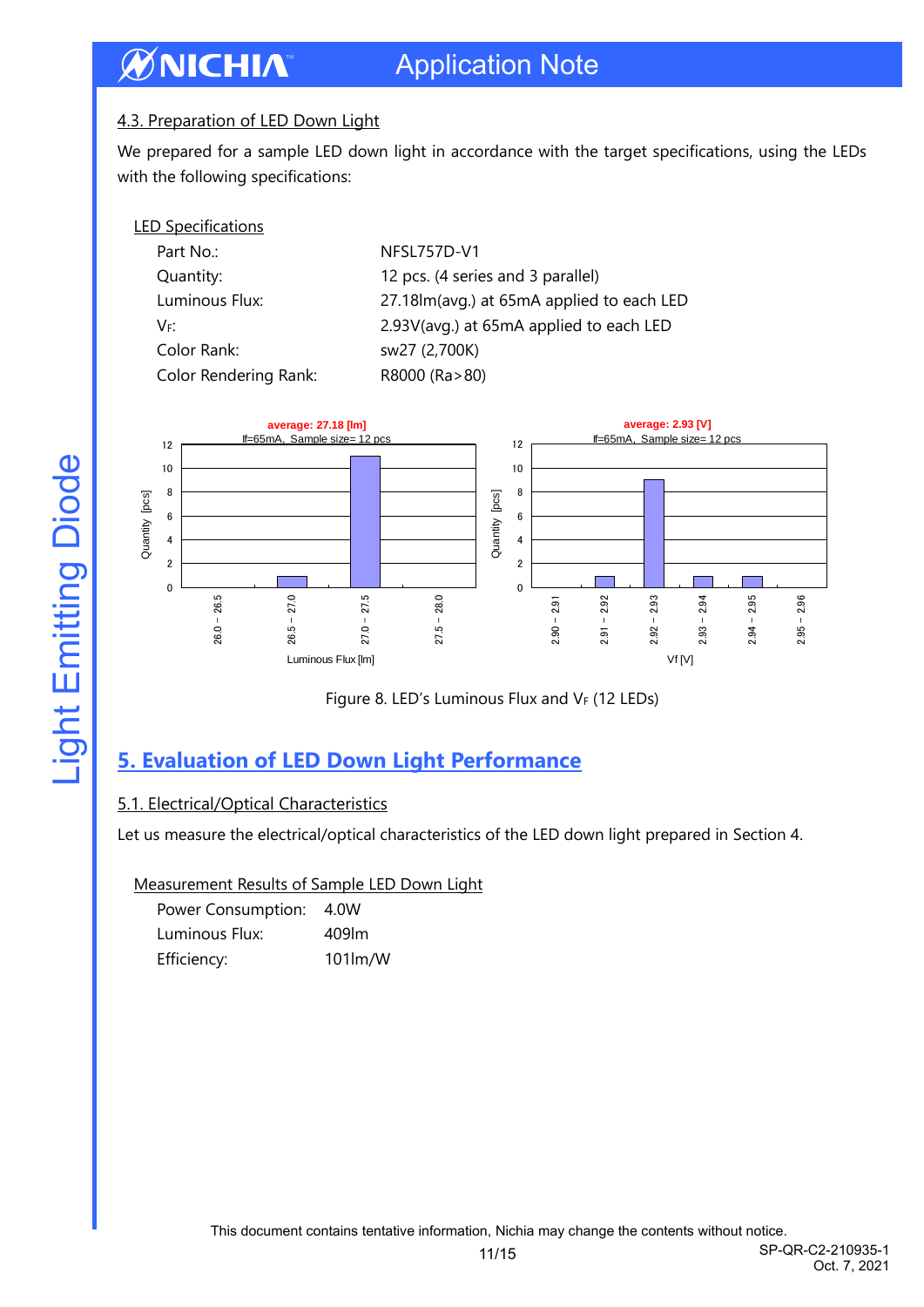### 4.3. Preparation of LED Down Light

We prepared for a sample LED down light in accordance with the target specifications, using the LEDs with the following specifications:

LED Specifications

| | |
|---|---|
| Part No.: | NFSL757D-V1 |
| Quantity: | 12 pcs. (4 series and 3 parallel) |
| Luminous Flux: | 27.18lm(avg.) at 65mA applied to each LED |
| $V_F$: | 2.93V(avg.) at 65mA applied to each LED |
| Color Rank: | sw27 (2,700K) |
| Color Rendering Rank: | R8000 (Ra>80) |

Figure 8. LED's Luminous Flux and $V_F$ (12 LEDs)

## 5. Evaluation of LED Down Light Performance

### 5.1. Electrical/Optical Characteristics

Let us measure the electrical/optical characteristics of the LED down light prepared in Section 4.

Measurement Results of Sample LED Down Light

| | |
|---|---|
| Power Consumption: | 4.0W |
| Luminous Flux: | 409lm |
| Efficiency: | 101lm/W |

This document contains tentative information, Nichia may change the contents without notice.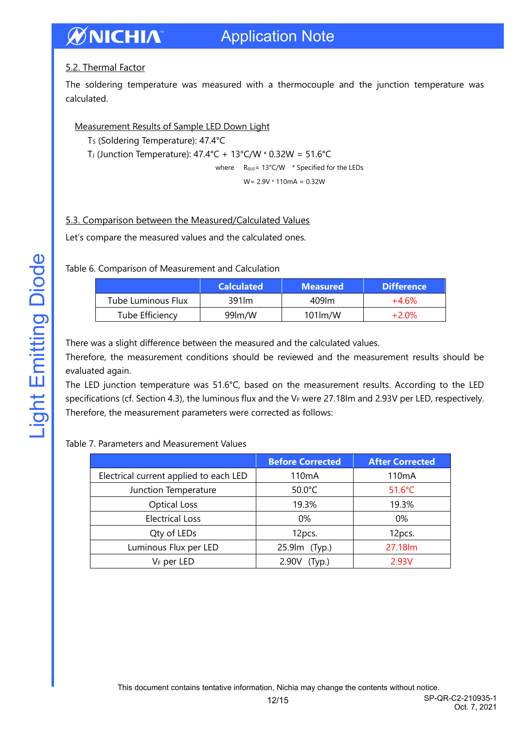### 5.2. Thermal Factor

The soldering temperature was measured with a thermocouple and the junction temperature was calculated.

Measurement Results of Sample LED Down Light

$T_S$ (Soldering Temperature): 47.4°C

$T_J$ (Junction Temperature): 47.4°C + 13°C/W × 0.32W = 51.6°C

where $R_{\Theta JS}$= 13°C/W \* Specified for the LEDs

W= 2.9V × 110mA = 0.32W

### 5.3. Comparison between the Measured/Calculated Values

Let's compare the measured values and the calculated ones.

Table 6. Comparison of Measurement and Calculation

| | Calculated | Measured | Difference |
|---|---|---|---|
| Tube Luminous Flux | 391lm | 409lm | +4.6% |
| Tube Efficiency | 99lm/W | 101lm/W | +2.0% |

There was a slight difference between the measured and the calculated values.

Therefore, the measurement conditions should be reviewed and the measurement results should be evaluated again.

The LED junction temperature was 51.6°C, based on the measurement results. According to the LED specifications (cf. Section 4.3), the luminous flux and the $V_F$ were 27.18lm and 2.93V per LED, respectively. Therefore, the measurement parameters were corrected as follows:

Table 7. Parameters and Measurement Values

| | Before Corrected | After Corrected |
|---|---|---|
| Electrical current applied to each LED | 110mA | 110mA |
| Junction Temperature | 50.0°C | 51.6°C |
| Optical Loss | 19.3% | 19.3% |
| Electrical Loss | 0% | 0% |
| Qty of LEDs | 12pcs. | 12pcs. |
| Luminous Flux per LED | 25.9lm (Typ.) | 27.18lm |
| $V_F$ per LED | 2.90V (Typ.) | 2.93V |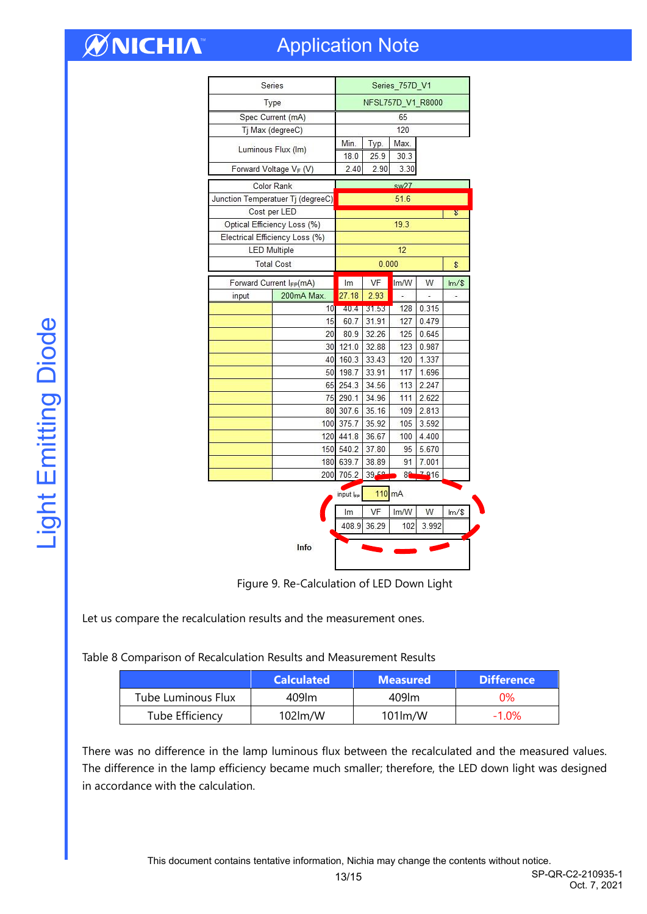| Series | | Series_757D_V1 | | | | |
|---|---|---|---|---|---|---|
| Type | | NFSL757D_V1_R8000 | | | | |
| Spec Current (mA) | | 65 | | | | |
| Tj Max (degreeC) | | 120 | | | | |
| Luminous Flux (lm) | | Min. | Typ. | Max. | | |
| | | 18.0 | 25.9 | 30.3 | | |
| Forward Voltage $V_F$ (V) | | 2.40 | 2.90 | 3.30 | | |
| Color Rank | | sw27 | | | | |
| Junction Temperatuer Tj (degreeC) | | 51.6 | | | | |
| Cost per LED | | | | | | $ |
| Optical Efficiency Loss (%) | | 19.3 | | | | |
| Electrical Efficiency Loss (%) | | | | | | |
| LED Multiple | | 12 | | | | |
| Total Cost | | 0.000 | | | | $ |
| Forward Current $I_{FP}$(mA) | | lm | VF | lm/W | W | lm/$ |
| input | 200mA Max. | 27.18 | 2.93 | - | - | - |
| | 10 | 40.4 | 31.53 | 128 | 0.315 | |
| | 15 | 60.7 | 31.91 | 127 | 0.479 | |
| | 20 | 80.9 | 32.26 | 125 | 0.645 | |
| | 30 | 121.0 | 32.88 | 123 | 0.987 | |
| | 40 | 160.3 | 33.43 | 120 | 1.337 | |
| | 50 | 198.7 | 33.91 | 117 | 1.696 | |
| | 65 | 254.3 | 34.56 | 113 | 2.247 | |
| | 75 | 290.1 | 34.96 | 111 | 2.622 | |
| | 80 | 307.6 | 35.16 | 109 | 2.813 | |
| | 100 | 375.7 | 35.92 | 105 | 3.592 | |
| | 120 | 441.8 | 36.67 | 100 | 4.400 | |
| | 150 | 540.2 | 37.80 | 95 | 5.670 | |
| | 180 | 639.7 | 38.89 | 91 | 7.001 | |
| | 200 | 705.2 | 39.58 | 89 | 7.916 | |

input $I_{FP}$ 110 mA

| lm | VF | lm/W | W | lm/$ |
|---|---|---|---|---|
| 408.9 | 36.29 | 102 | 3.992 | |

Info

Figure 9. Re-Calculation of LED Down Light

Let us compare the recalculation results and the measurement ones.

Table 8 Comparison of Recalculation Results and Measurement Results

| | Calculated | Measured | Difference |
|---|---|---|---|
| Tube Luminous Flux | 409lm | 409lm | 0% |
| Tube Efficiency | 102lm/W | 101lm/W | -1.0% |

There was no difference in the lamp luminous flux between the recalculated and the measured values. The difference in the lamp efficiency became much smaller; therefore, the LED down light was designed in accordance with the calculation.

This document contains tentative information, Nichia may change the contents without notice.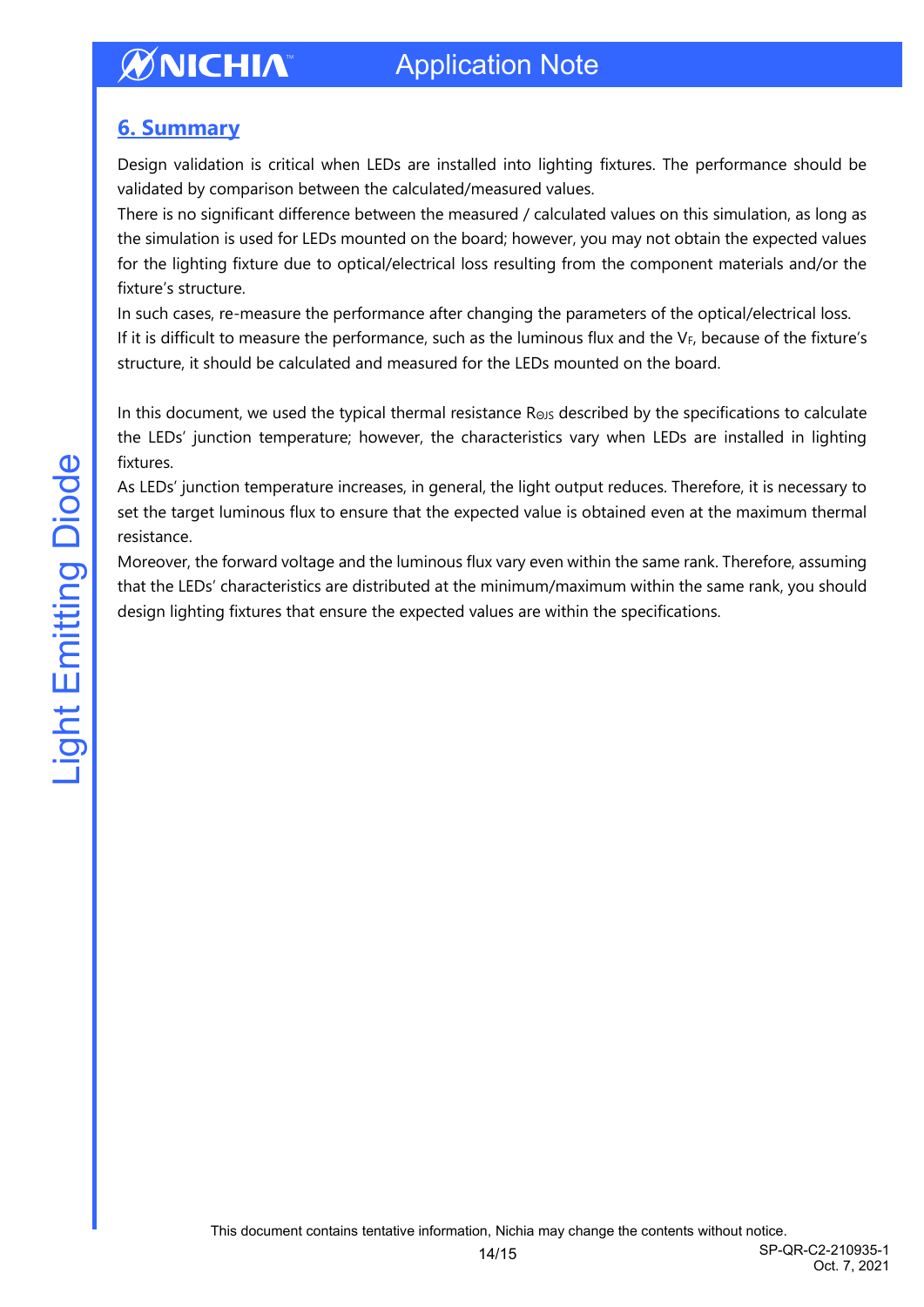## 6. Summary

Design validation is critical when LEDs are installed into lighting fixtures. The performance should be validated by comparison between the calculated/measured values.

There is no significant difference between the measured / calculated values on this simulation, as long as the simulation is used for LEDs mounted on the board; however, you may not obtain the expected values for the lighting fixture due to optical/electrical loss resulting from the component materials and/or the fixture's structure.

In such cases, re-measure the performance after changing the parameters of the optical/electrical loss.

If it is difficult to measure the performance, such as the luminous flux and the $V_F$, because of the fixture's structure, it should be calculated and measured for the LEDs mounted on the board.

In this document, we used the typical thermal resistance $R_{\Theta JS}$ described by the specifications to calculate the LEDs' junction temperature; however, the characteristics vary when LEDs are installed in lighting fixtures.

As LEDs' junction temperature increases, in general, the light output reduces. Therefore, it is necessary to set the target luminous flux to ensure that the expected value is obtained even at the maximum thermal resistance.

Moreover, the forward voltage and the luminous flux vary even within the same rank. Therefore, assuming that the LEDs' characteristics are distributed at the minimum/maximum within the same rank, you should design lighting fixtures that ensure the expected values are within the specifications.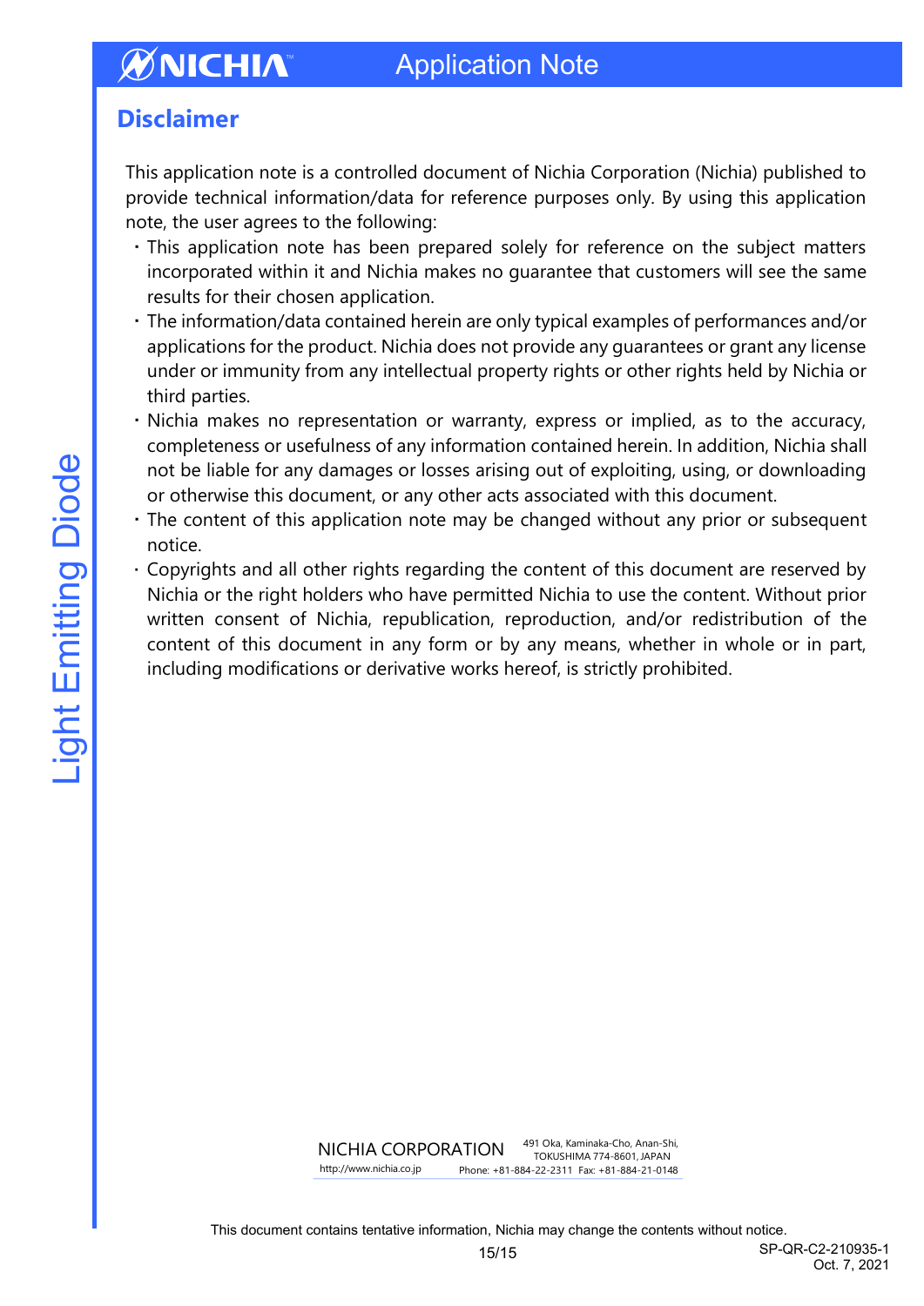## Disclaimer

This application note is a controlled document of Nichia Corporation (Nichia) published to provide technical information/data for reference purposes only. By using this application note, the user agrees to the following:

- This application note has been prepared solely for reference on the subject matters incorporated within it and Nichia makes no guarantee that customers will see the same results for their chosen application.
- The information/data contained herein are only typical examples of performances and/or applications for the product. Nichia does not provide any guarantees or grant any license under or immunity from any intellectual property rights or other rights held by Nichia or third parties.
- Nichia makes no representation or warranty, express or implied, as to the accuracy, completeness or usefulness of any information contained herein. In addition, Nichia shall not be liable for any damages or losses arising out of exploiting, using, or downloading or otherwise this document, or any other acts associated with this document.
- The content of this application note may be changed without any prior or subsequent notice.
- Copyrights and all other rights regarding the content of this document are reserved by Nichia or the right holders who have permitted Nichia to use the content. Without prior written consent of Nichia, republication, reproduction, and/or redistribution of the content of this document in any form or by any means, whether in whole or in part, including modifications or derivative works hereof, is strictly prohibited.

NICHIA CORPORATION
491 Oka, Kaminaka-Cho, Anan-Shi, TOKUSHIMA 774-8601, JAPAN
http://www.nichia.co.jp
Phone: +81-884-22-2311 Fax: +81-884-21-0148